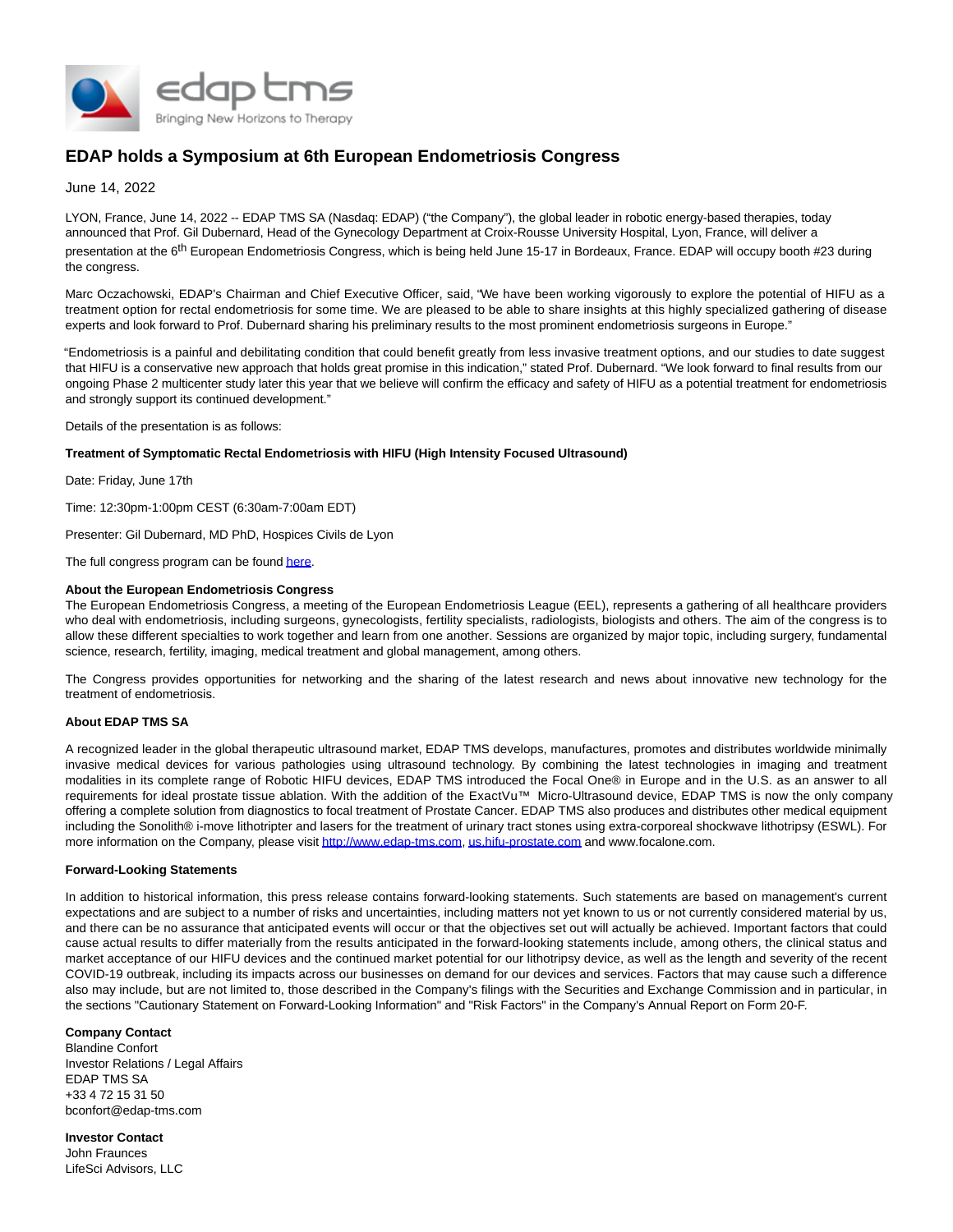edap tms
Bringing New Horizons to Therapy

# EDAP holds a Symposium at 6th European Endometriosis Congress

June 14, 2022

LYON, France, June 14, 2022 -- EDAP TMS SA (Nasdaq: EDAP) ("the Company"), the global leader in robotic energy-based therapies, today announced that Prof. Gil Dubernard, Head of the Gynecology Department at Croix-Rousse University Hospital, Lyon, France, will deliver a presentation at the 6th European Endometriosis Congress, which is being held June 15-17 in Bordeaux, France. EDAP will occupy booth #23 during the congress.

Marc Oczachowski, EDAP's Chairman and Chief Executive Officer, said, "We have been working vigorously to explore the potential of HIFU as a treatment option for rectal endometriosis for some time. We are pleased to be able to share insights at this highly specialized gathering of disease experts and look forward to Prof. Dubernard sharing his preliminary results to the most prominent endometriosis surgeons in Europe."

"Endometriosis is a painful and debilitating condition that could benefit greatly from less invasive treatment options, and our studies to date suggest that HIFU is a conservative new approach that holds great promise in this indication," stated Prof. Dubernard. "We look forward to final results from our ongoing Phase 2 multicenter study later this year that we believe will confirm the efficacy and safety of HIFU as a potential treatment for endometriosis and strongly support its continued development."

Details of the presentation is as follows:

**Treatment of Symptomatic Rectal Endometriosis with HIFU (High Intensity Focused Ultrasound)**

Date: Friday, June 17th

Time: 12:30pm-1:00pm CEST (6:30am-7:00am EDT)

Presenter: Gil Dubernard, MD PhD, Hospices Civils de Lyon

The full congress program can be found here.

**About the European Endometriosis Congress**

The European Endometriosis Congress, a meeting of the European Endometriosis League (EEL), represents a gathering of all healthcare providers who deal with endometriosis, including surgeons, gynecologists, fertility specialists, radiologists, biologists and others. The aim of the congress is to allow these different specialties to work together and learn from one another. Sessions are organized by major topic, including surgery, fundamental science, research, fertility, imaging, medical treatment and global management, among others.

The Congress provides opportunities for networking and the sharing of the latest research and news about innovative new technology for the treatment of endometriosis.

**About EDAP TMS SA**

A recognized leader in the global therapeutic ultrasound market, EDAP TMS develops, manufactures, promotes and distributes worldwide minimally invasive medical devices for various pathologies using ultrasound technology. By combining the latest technologies in imaging and treatment modalities in its complete range of Robotic HIFU devices, EDAP TMS introduced the Focal One® in Europe and in the U.S. as an answer to all requirements for ideal prostate tissue ablation. With the addition of the ExactVu™ Micro-Ultrasound device, EDAP TMS is now the only company offering a complete solution from diagnostics to focal treatment of Prostate Cancer. EDAP TMS also produces and distributes other medical equipment including the Sonolith® i-move lithotripter and lasers for the treatment of urinary tract stones using extra-corporeal shockwave lithotripsy (ESWL). For more information on the Company, please visit http://www.edap-tms.com, us.hifu-prostate.com and www.focalone.com.

**Forward-Looking Statements**

In addition to historical information, this press release contains forward-looking statements. Such statements are based on management's current expectations and are subject to a number of risks and uncertainties, including matters not yet known to us or not currently considered material by us, and there can be no assurance that anticipated events will occur or that the objectives set out will actually be achieved. Important factors that could cause actual results to differ materially from the results anticipated in the forward-looking statements include, among others, the clinical status and market acceptance of our HIFU devices and the continued market potential for our lithotripsy device, as well as the length and severity of the recent COVID-19 outbreak, including its impacts across our businesses on demand for our devices and services. Factors that may cause such a difference also may include, but are not limited to, those described in the Company's filings with the Securities and Exchange Commission and in particular, in the sections "Cautionary Statement on Forward-Looking Information" and "Risk Factors" in the Company's Annual Report on Form 20-F.

**Company Contact**
Blandine Confort
Investor Relations / Legal Affairs
EDAP TMS SA
+33 4 72 15 31 50
bconfort@edap-tms.com

**Investor Contact**
John Fraunces
LifeSci Advisors, LLC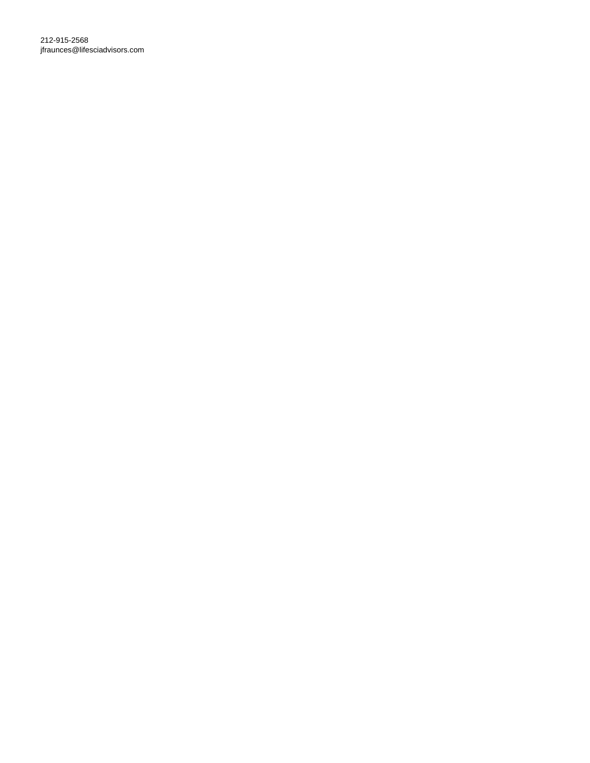212-915-2568
jfraunces@lifesciadvisors.com